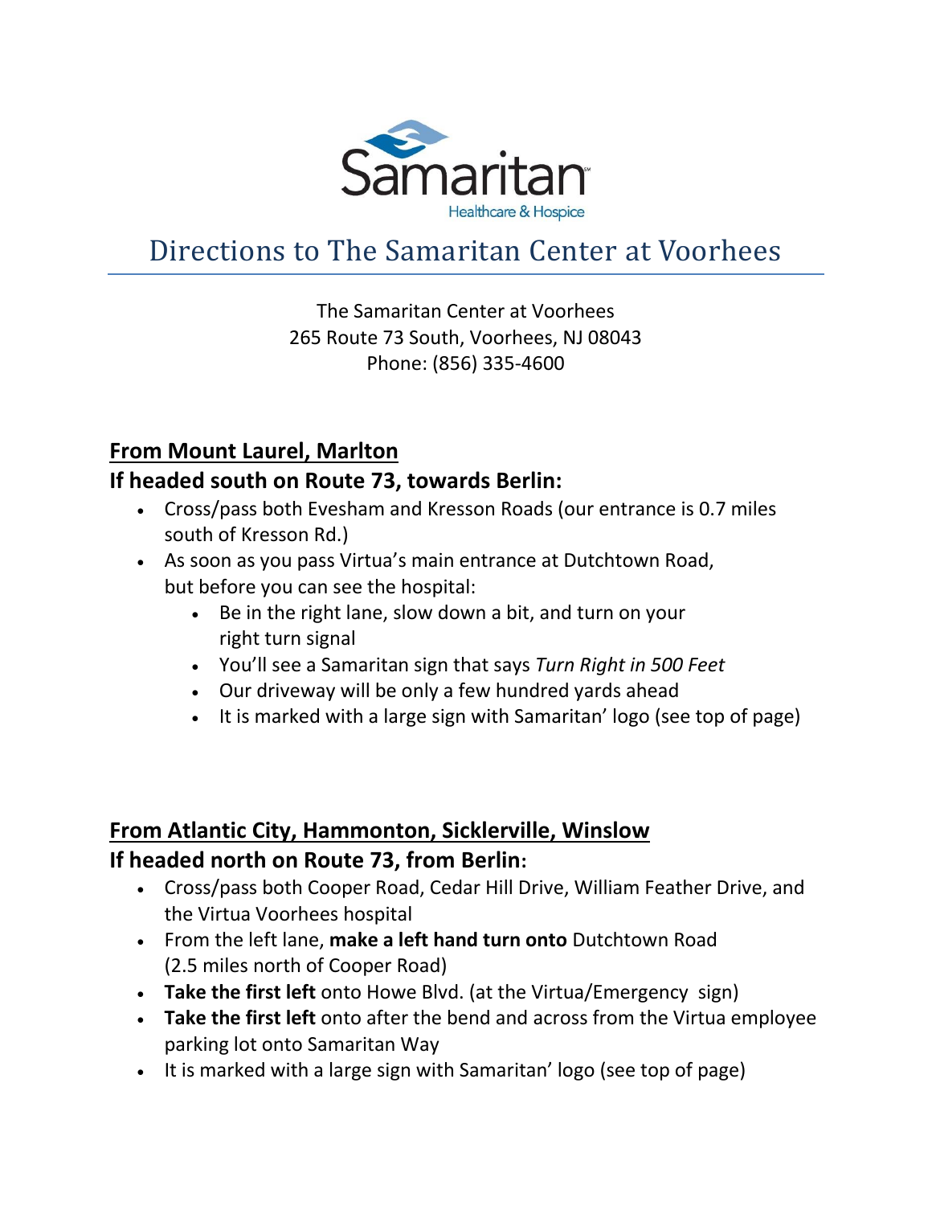Samaritan

Healthcare & Hospice

# Directions to The Samaritan Center at Voorhees

The Samaritan Center at Voorhees
265 Route 73 South, Voorhees, NJ 08043
Phone: (856) 335-4600

## From Mount Laurel, Marlton

### If headed south on Route 73, towards Berlin:

- Cross/pass both Evesham and Kresson Roads (our entrance is 0.7 miles south of Kresson Rd.)
- As soon as you pass Virtua's main entrance at Dutchtown Road, but before you can see the hospital:
  - Be in the right lane, slow down a bit, and turn on your right turn signal
  - You'll see a Samaritan sign that says *Turn Right in 500 Feet*
  - Our driveway will be only a few hundred yards ahead
  - It is marked with a large sign with Samaritan' logo (see top of page)

## From Atlantic City, Hammonton, Sicklerville, Winslow

### If headed north on Route 73, from Berlin:

- Cross/pass both Cooper Road, Cedar Hill Drive, William Feather Drive, and the Virtua Voorhees hospital
- From the left lane, **make a left hand turn onto** Dutchtown Road (2.5 miles north of Cooper Road)
- **Take the first left** onto Howe Blvd. (at the Virtua/Emergency sign)
- **Take the first left** onto after the bend and across from the Virtua employee parking lot onto Samaritan Way
- It is marked with a large sign with Samaritan' logo (see top of page)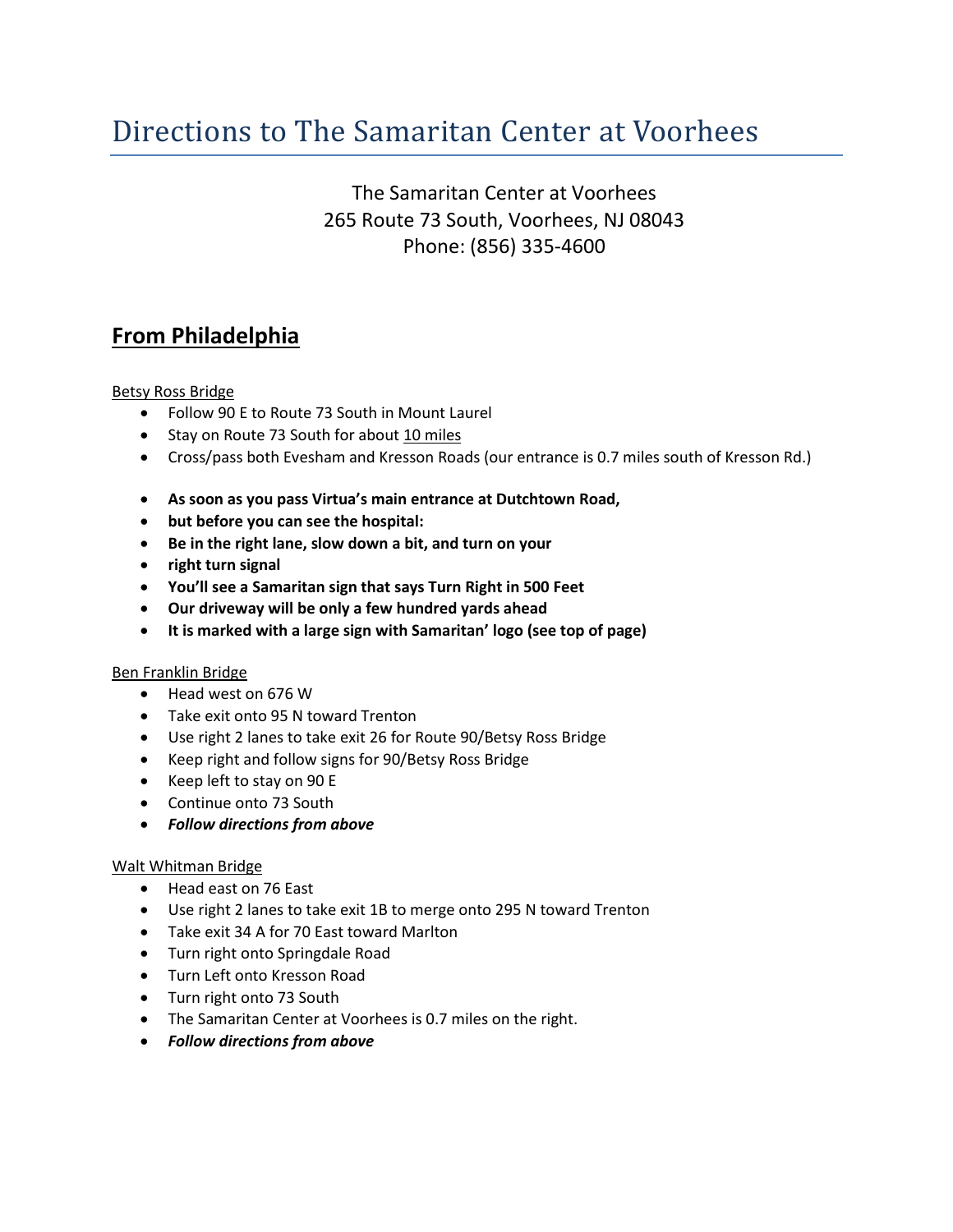# Directions to The Samaritan Center at Voorhees

The Samaritan Center at Voorhees
265 Route 73 South, Voorhees, NJ 08043
Phone: (856) 335-4600

## From Philadelphia

Betsy Ross Bridge

- Follow 90 E to Route 73 South in Mount Laurel
- Stay on Route 73 South for about 10 miles
- Cross/pass both Evesham and Kresson Roads (our entrance is 0.7 miles south of Kresson Rd.)

- **As soon as you pass Virtua's main entrance at Dutchtown Road,**
- **but before you can see the hospital:**
- **Be in the right lane, slow down a bit, and turn on your**
- **right turn signal**
- **You'll see a Samaritan sign that says Turn Right in 500 Feet**
- **Our driveway will be only a few hundred yards ahead**
- **It is marked with a large sign with Samaritan' logo (see top of page)**

Ben Franklin Bridge

- Head west on 676 W
- Take exit onto 95 N toward Trenton
- Use right 2 lanes to take exit 26 for Route 90/Betsy Ross Bridge
- Keep right and follow signs for 90/Betsy Ross Bridge
- Keep left to stay on 90 E
- Continue onto 73 South
- ***Follow directions from above***

Walt Whitman Bridge

- Head east on 76 East
- Use right 2 lanes to take exit 1B to merge onto 295 N toward Trenton
- Take exit 34 A for 70 East toward Marlton
- Turn right onto Springdale Road
- Turn Left onto Kresson Road
- Turn right onto 73 South
- The Samaritan Center at Voorhees is 0.7 miles on the right.
- ***Follow directions from above***